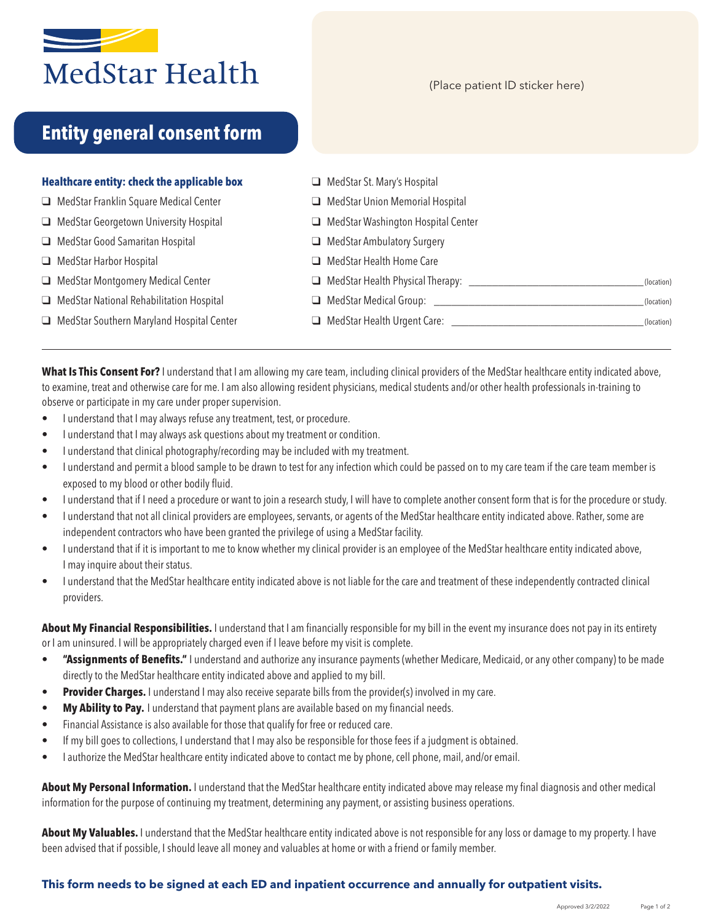MedStar Health

# Entity general consent form

(Place patient ID sticker here)

**Healthcare entity: check the applicable box**

- ❑ MedStar Franklin Square Medical Center
- ❑ MedStar Georgetown University Hospital
- ❑ MedStar Good Samaritan Hospital
- ❑ MedStar Harbor Hospital
- ❑ MedStar Montgomery Medical Center
- ❑ MedStar National Rehabilitation Hospital
- ❑ MedStar Southern Maryland Hospital Center
- ❑ MedStar St. Mary's Hospital
- ❑ MedStar Union Memorial Hospital
- ❑ MedStar Washington Hospital Center
- ❑ MedStar Ambulatory Surgery
- ❑ MedStar Health Home Care
- ❑ MedStar Health Physical Therapy: ____________________ (location)
- ❑ MedStar Medical Group: ____________________ (location)
- ❑ MedStar Health Urgent Care: ____________________ (location)

---

**What Is This Consent For?** I understand that I am allowing my care team, including clinical providers of the MedStar healthcare entity indicated above, to examine, treat and otherwise care for me. I am also allowing resident physicians, medical students and/or other health professionals in-training to observe or participate in my care under proper supervision.

- I understand that I may always refuse any treatment, test, or procedure.
- I understand that I may always ask questions about my treatment or condition.
- I understand that clinical photography/recording may be included with my treatment.
- I understand and permit a blood sample to be drawn to test for any infection which could be passed on to my care team if the care team member is exposed to my blood or other bodily fluid.
- I understand that if I need a procedure or want to join a research study, I will have to complete another consent form that is for the procedure or study.
- I understand that not all clinical providers are employees, servants, or agents of the MedStar healthcare entity indicated above. Rather, some are independent contractors who have been granted the privilege of using a MedStar facility.
- I understand that if it is important to me to know whether my clinical provider is an employee of the MedStar healthcare entity indicated above, I may inquire about their status.
- I understand that the MedStar healthcare entity indicated above is not liable for the care and treatment of these independently contracted clinical providers.

**About My Financial Responsibilities.** I understand that I am financially responsible for my bill in the event my insurance does not pay in its entirety or I am uninsured. I will be appropriately charged even if I leave before my visit is complete.

- **"Assignments of Benefits."** I understand and authorize any insurance payments (whether Medicare, Medicaid, or any other company) to be made directly to the MedStar healthcare entity indicated above and applied to my bill.
- **Provider Charges.** I understand I may also receive separate bills from the provider(s) involved in my care.
- **My Ability to Pay.** I understand that payment plans are available based on my financial needs.
- Financial Assistance is also available for those that qualify for free or reduced care.
- If my bill goes to collections, I understand that I may also be responsible for those fees if a judgment is obtained.
- I authorize the MedStar healthcare entity indicated above to contact me by phone, cell phone, mail, and/or email.

**About My Personal Information.** I understand that the MedStar healthcare entity indicated above may release my final diagnosis and other medical information for the purpose of continuing my treatment, determining any payment, or assisting business operations.

**About My Valuables.** I understand that the MedStar healthcare entity indicated above is not responsible for any loss or damage to my property. I have been advised that if possible, I should leave all money and valuables at home or with a friend or family member.

**This form needs to be signed at each ED and inpatient occurrence and annually for outpatient visits.**

Approved 3/2/2022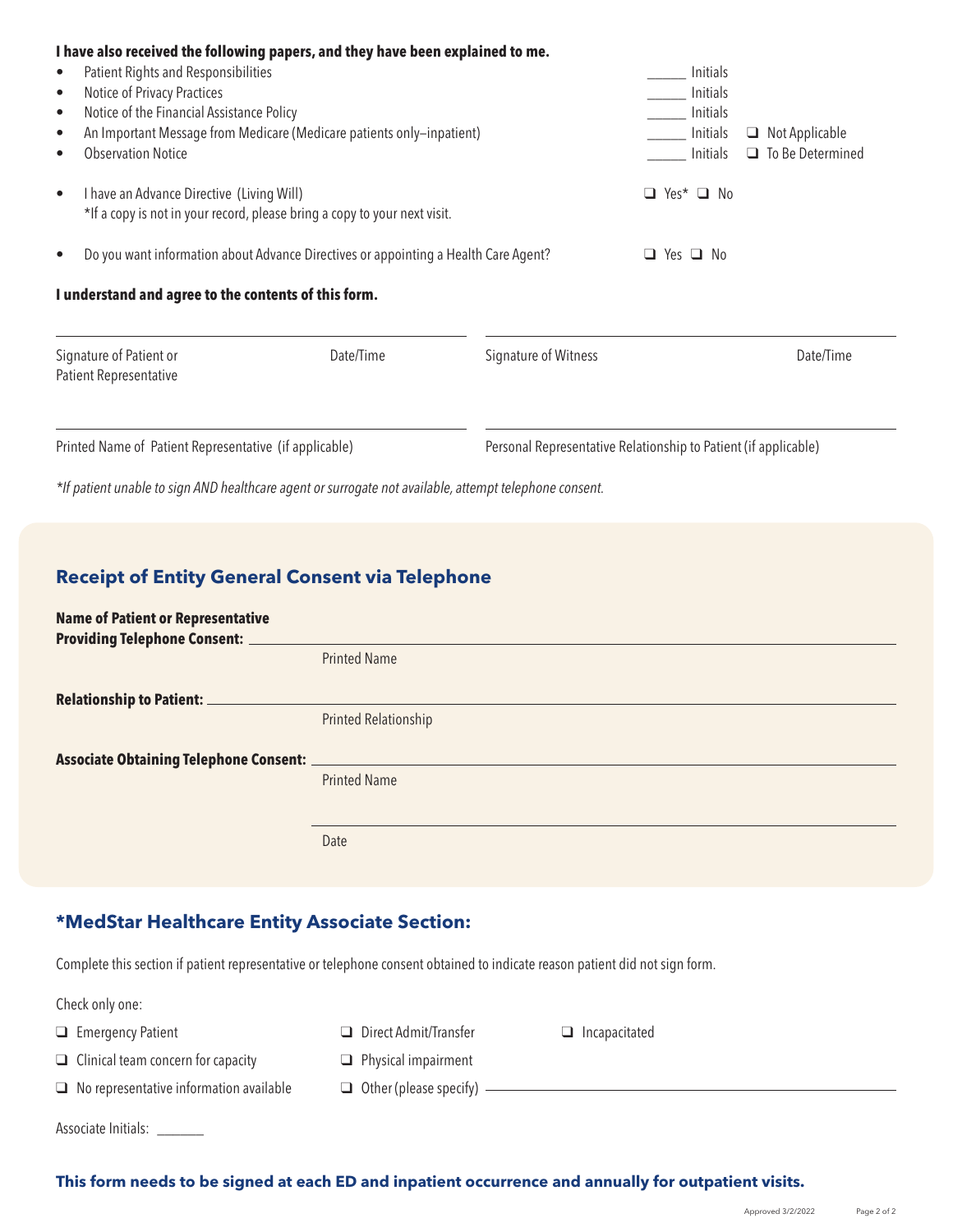**I have also received the following papers, and they have been explained to me.**

- Patient Rights and Responsibilities ______ Initials
- Notice of Privacy Practices ______ Initials
- Notice of the Financial Assistance Policy ______ Initials
- An Important Message from Medicare (Medicare patients only–inpatient) ______ Initials ❑ Not Applicable
- Observation Notice ______ Initials ❑ To Be Determined
- I have an Advance Directive (Living Will) ❑ Yes* ❑ No
  *If a copy is not in your record, please bring a copy to your next visit.
- Do you want information about Advance Directives or appointing a Health Care Agent? ❑ Yes ❑ No

**I understand and agree to the contents of this form.**

| | | | |
|---|---|---|---|
| Signature of Patient or Patient Representative | Date/Time | Signature of Witness | Date/Time |

| | |
|---|---|
| Printed Name of Patient Representative (if applicable) | Personal Representative Relationship to Patient (if applicable) |

*\*If patient unable to sign AND healthcare agent or surrogate not available, attempt telephone consent.*

## Receipt of Entity General Consent via Telephone

**Name of Patient or Representative Providing Telephone Consent:** ______________________
Printed Name

**Relationship to Patient:** ______________________
Printed Relationship

**Associate Obtaining Telephone Consent:** ______________________
Printed Name

______________________
Date

## *MedStar Healthcare Entity Associate Section:

Complete this section if patient representative or telephone consent obtained to indicate reason patient did not sign form.

Check only one:

- ❑ Emergency Patient
- ❑ Direct Admit/Transfer
- ❑ Incapacitated
- ❑ Clinical team concern for capacity
- ❑ Physical impairment
- ❑ No representative information available
- ❑ Other (please specify) ______________________

Associate Initials: _______

**This form needs to be signed at each ED and inpatient occurrence and annually for outpatient visits.**

Approved 3/2/2022